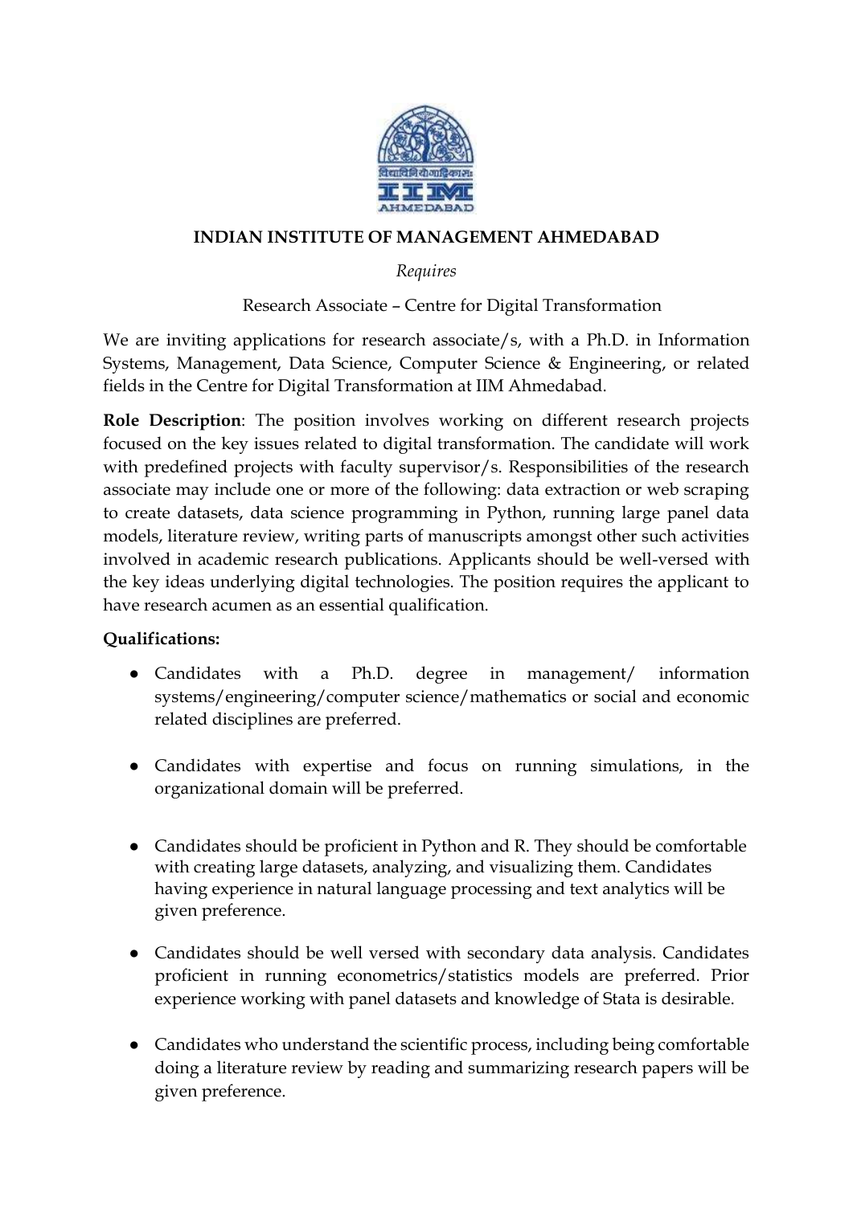**INDIAN INSTITUTE OF MANAGEMENT AHMEDABAD**

*Requires*

Research Associate – Centre for Digital Transformation

We are inviting applications for research associate/s, with a Ph.D. in Information Systems, Management, Data Science, Computer Science & Engineering, or related fields in the Centre for Digital Transformation at IIM Ahmedabad.

**Role Description**: The position involves working on different research projects focused on the key issues related to digital transformation. The candidate will work with predefined projects with faculty supervisor/s. Responsibilities of the research associate may include one or more of the following: data extraction or web scraping to create datasets, data science programming in Python, running large panel data models, literature review, writing parts of manuscripts amongst other such activities involved in academic research publications. Applicants should be well-versed with the key ideas underlying digital technologies. The position requires the applicant to have research acumen as an essential qualification.

**Qualifications:**

- Candidates with a Ph.D. degree in management/ information systems/engineering/computer science/mathematics or social and economic related disciplines are preferred.
- Candidates with expertise and focus on running simulations, in the organizational domain will be preferred.
- Candidates should be proficient in Python and R. They should be comfortable with creating large datasets, analyzing, and visualizing them. Candidates having experience in natural language processing and text analytics will be given preference.
- Candidates should be well versed with secondary data analysis. Candidates proficient in running econometrics/statistics models are preferred. Prior experience working with panel datasets and knowledge of Stata is desirable.
- Candidates who understand the scientific process, including being comfortable doing a literature review by reading and summarizing research papers will be given preference.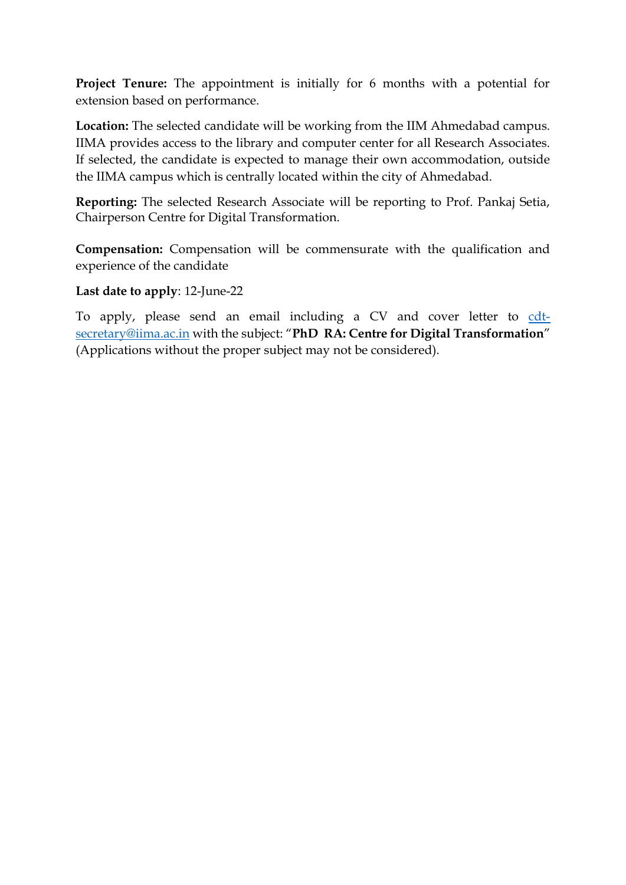**Project Tenure:** The appointment is initially for 6 months with a potential for extension based on performance.

**Location:** The selected candidate will be working from the IIM Ahmedabad campus. IIMA provides access to the library and computer center for all Research Associates. If selected, the candidate is expected to manage their own accommodation, outside the IIMA campus which is centrally located within the city of Ahmedabad.

**Reporting:** The selected Research Associate will be reporting to Prof. Pankaj Setia, Chairperson Centre for Digital Transformation.

**Compensation:** Compensation will be commensurate with the qualification and experience of the candidate

**Last date to apply**: 12-June-22

To apply, please send an email including a CV and cover letter to [cdt-secretary@iima.ac.in](mailto:cdt-secretary@iima.ac.in) with the subject: "**PhD RA: Centre for Digital Transformation**" (Applications without the proper subject may not be considered).